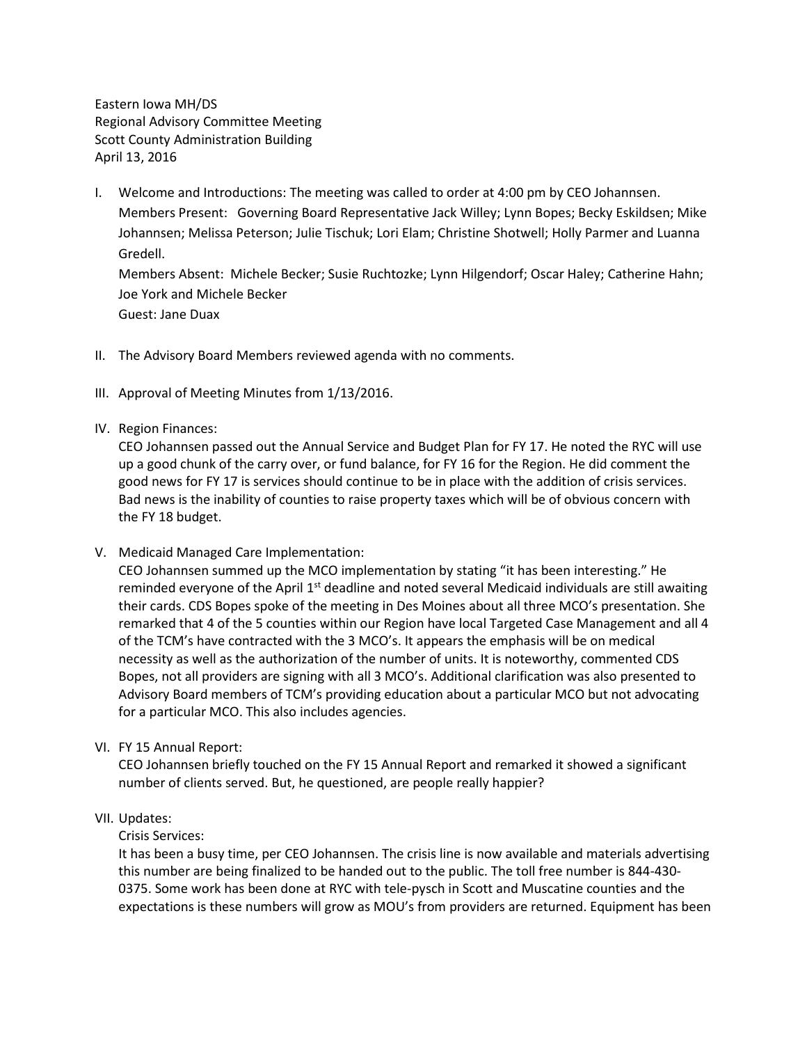Eastern Iowa MH/DS
Regional Advisory Committee Meeting
Scott County Administration Building
April 13, 2016

I. Welcome and Introductions: The meeting was called to order at 4:00 pm by CEO Johannsen.
   Members Present: Governing Board Representative Jack Willey; Lynn Bopes; Becky Eskildsen; Mike Johannsen; Melissa Peterson; Julie Tischuk; Lori Elam; Christine Shotwell; Holly Parmer and Luanna Gredell.
   Members Absent: Michele Becker; Susie Ruchtozke; Lynn Hilgendorf; Oscar Haley; Catherine Hahn; Joe York and Michele Becker
   Guest: Jane Duax

II. The Advisory Board Members reviewed agenda with no comments.

III. Approval of Meeting Minutes from 1/13/2016.

IV. Region Finances:
   CEO Johannsen passed out the Annual Service and Budget Plan for FY 17. He noted the RYC will use up a good chunk of the carry over, or fund balance, for FY 16 for the Region. He did comment the good news for FY 17 is services should continue to be in place with the addition of crisis services. Bad news is the inability of counties to raise property taxes which will be of obvious concern with the FY 18 budget.

V. Medicaid Managed Care Implementation:
   CEO Johannsen summed up the MCO implementation by stating "it has been interesting." He reminded everyone of the April 1st deadline and noted several Medicaid individuals are still awaiting their cards. CDS Bopes spoke of the meeting in Des Moines about all three MCO's presentation. She remarked that 4 of the 5 counties within our Region have local Targeted Case Management and all 4 of the TCM's have contracted with the 3 MCO's. It appears the emphasis will be on medical necessity as well as the authorization of the number of units. It is noteworthy, commented CDS Bopes, not all providers are signing with all 3 MCO's. Additional clarification was also presented to Advisory Board members of TCM's providing education about a particular MCO but not advocating for a particular MCO. This also includes agencies.

VI. FY 15 Annual Report:
   CEO Johannsen briefly touched on the FY 15 Annual Report and remarked it showed a significant number of clients served. But, he questioned, are people really happier?

VII. Updates:
   Crisis Services:
   It has been a busy time, per CEO Johannsen. The crisis line is now available and materials advertising this number are being finalized to be handed out to the public. The toll free number is 844-430-0375. Some work has been done at RYC with tele-pysch in Scott and Muscatine counties and the expectations is these numbers will grow as MOU's from providers are returned. Equipment has been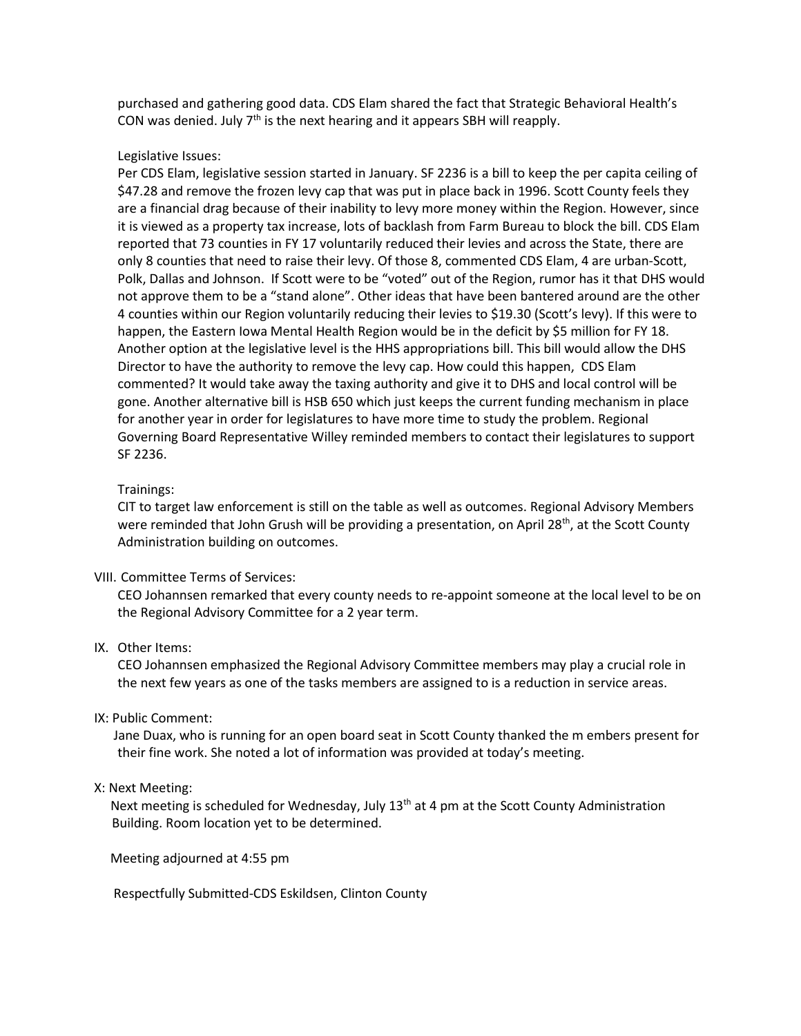purchased and gathering good data. CDS Elam shared the fact that Strategic Behavioral Health's CON was denied. July 7th is the next hearing and it appears SBH will reapply.

Legislative Issues:

Per CDS Elam, legislative session started in January. SF 2236 is a bill to keep the per capita ceiling of $47.28 and remove the frozen levy cap that was put in place back in 1996. Scott County feels they are a financial drag because of their inability to levy more money within the Region. However, since it is viewed as a property tax increase, lots of backlash from Farm Bureau to block the bill. CDS Elam reported that 73 counties in FY 17 voluntarily reduced their levies and across the State, there are only 8 counties that need to raise their levy. Of those 8, commented CDS Elam, 4 are urban-Scott, Polk, Dallas and Johnson. If Scott were to be "voted" out of the Region, rumor has it that DHS would not approve them to be a "stand alone". Other ideas that have been bantered around are the other 4 counties within our Region voluntarily reducing their levies to $19.30 (Scott's levy). If this were to happen, the Eastern Iowa Mental Health Region would be in the deficit by $5 million for FY 18. Another option at the legislative level is the HHS appropriations bill. This bill would allow the DHS Director to have the authority to remove the levy cap. How could this happen, CDS Elam commented? It would take away the taxing authority and give it to DHS and local control will be gone. Another alternative bill is HSB 650 which just keeps the current funding mechanism in place for another year in order for legislatures to have more time to study the problem. Regional Governing Board Representative Willey reminded members to contact their legislatures to support SF 2236.

Trainings:

CIT to target law enforcement is still on the table as well as outcomes. Regional Advisory Members were reminded that John Grush will be providing a presentation, on April 28th, at the Scott County Administration building on outcomes.

VIII. Committee Terms of Services:

CEO Johannsen remarked that every county needs to re-appoint someone at the local level to be on the Regional Advisory Committee for a 2 year term.

IX. Other Items:

CEO Johannsen emphasized the Regional Advisory Committee members may play a crucial role in the next few years as one of the tasks members are assigned to is a reduction in service areas.

IX: Public Comment:

Jane Duax, who is running for an open board seat in Scott County thanked the m embers present for their fine work. She noted a lot of information was provided at today's meeting.

X: Next Meeting:

Next meeting is scheduled for Wednesday, July 13th at 4 pm at the Scott County Administration Building. Room location yet to be determined.

Meeting adjourned at 4:55 pm

Respectfully Submitted-CDS Eskildsen, Clinton County